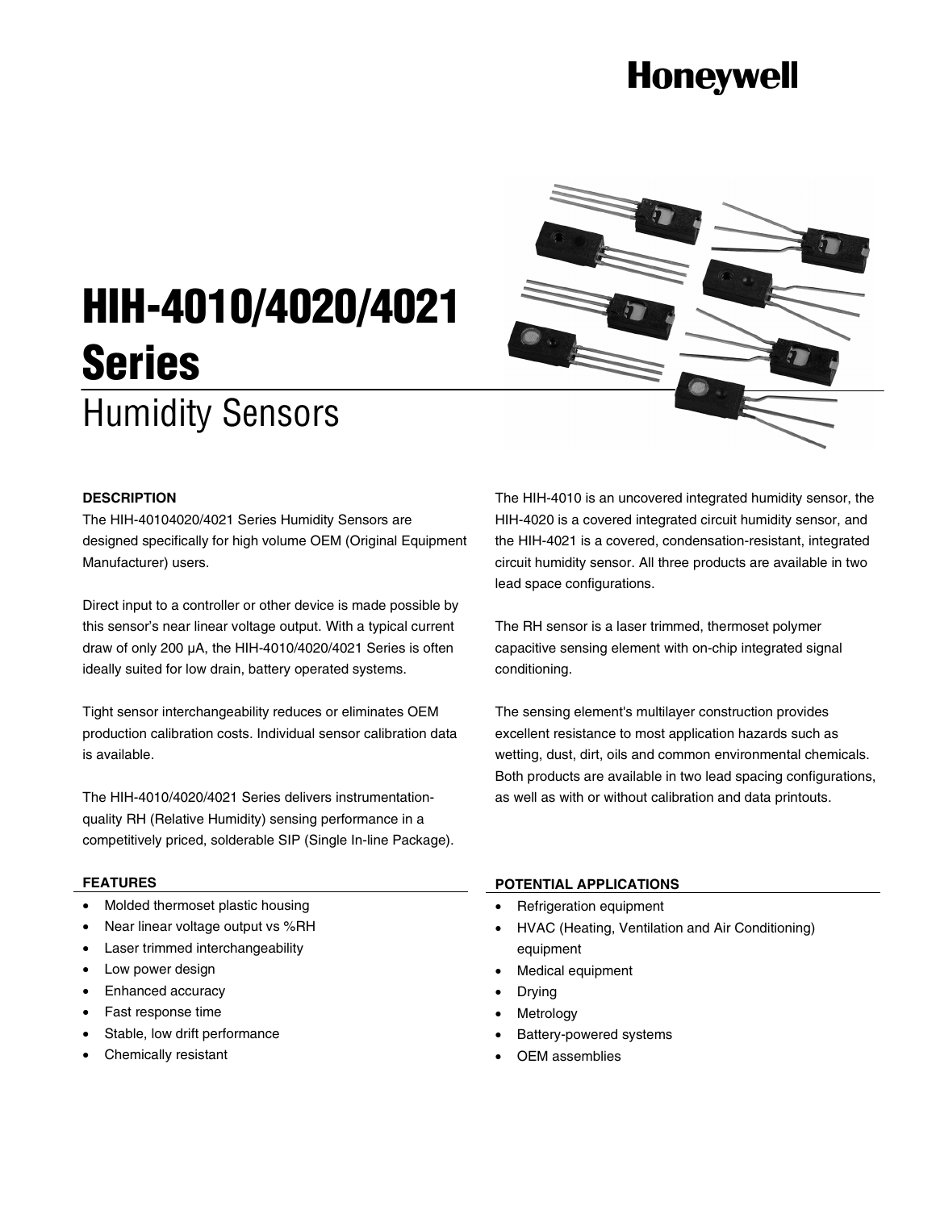Honeywell

# HIH-4010/4020/4021 Series

## Humidity Sensors

### DESCRIPTION

The HIH-40104020/4021 Series Humidity Sensors are designed specifically for high volume OEM (Original Equipment Manufacturer) users.

Direct input to a controller or other device is made possible by this sensor's near linear voltage output. With a typical current draw of only 200 µA, the HIH-4010/4020/4021 Series is often ideally suited for low drain, battery operated systems.

Tight sensor interchangeability reduces or eliminates OEM production calibration costs. Individual sensor calibration data is available.

The HIH-4010/4020/4021 Series delivers instrumentation-quality RH (Relative Humidity) sensing performance in a competitively priced, solderable SIP (Single In-line Package).

The HIH-4010 is an uncovered integrated humidity sensor, the HIH-4020 is a covered integrated circuit humidity sensor, and the HIH-4021 is a covered, condensation-resistant, integrated circuit humidity sensor. All three products are available in two lead space configurations.

The RH sensor is a laser trimmed, thermoset polymer capacitive sensing element with on-chip integrated signal conditioning.

The sensing element's multilayer construction provides excellent resistance to most application hazards such as wetting, dust, dirt, oils and common environmental chemicals. Both products are available in two lead spacing configurations, as well as with or without calibration and data printouts.

### FEATURES

- Molded thermoset plastic housing
- Near linear voltage output vs %RH
- Laser trimmed interchangeability
- Low power design
- Enhanced accuracy
- Fast response time
- Stable, low drift performance
- Chemically resistant

### POTENTIAL APPLICATIONS

- Refrigeration equipment
- HVAC (Heating, Ventilation and Air Conditioning) equipment
- Medical equipment
- Drying
- Metrology
- Battery-powered systems
- OEM assemblies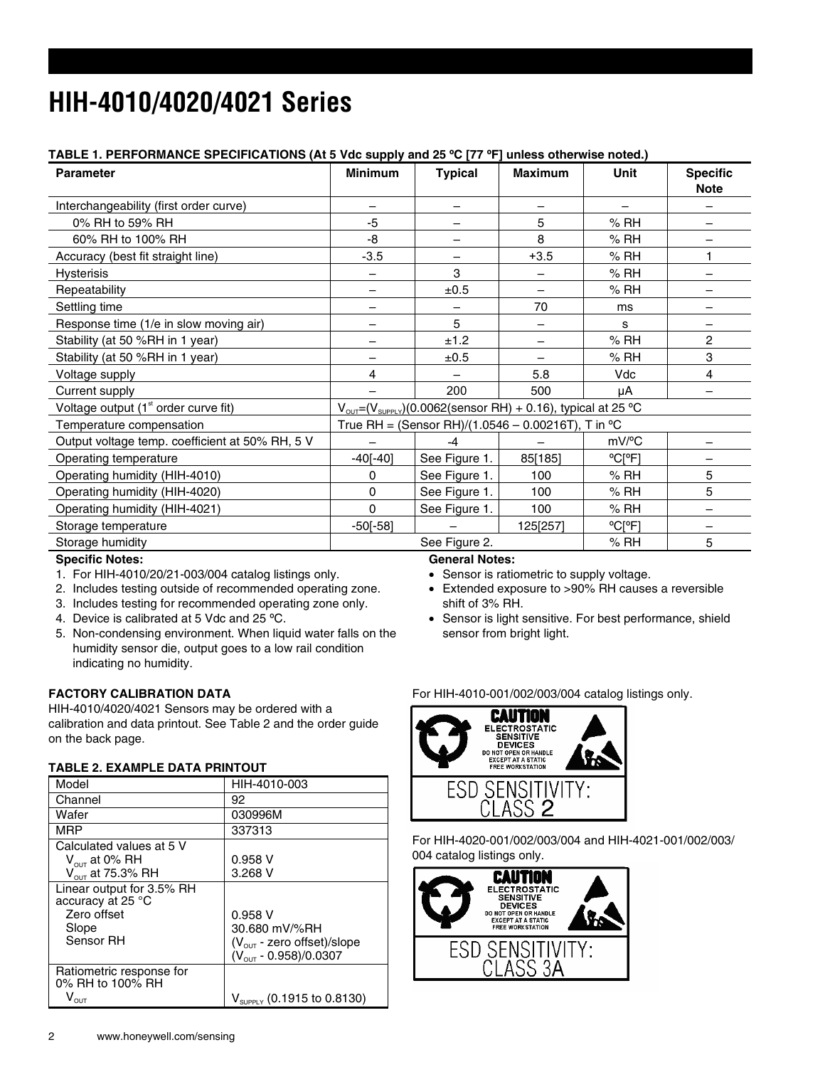# HIH-4010/4020/4021 Series

**TABLE 1. PERFORMANCE SPECIFICATIONS (At 5 Vdc supply and 25 ºC [77 ºF] unless otherwise noted.)**

| Parameter | Minimum | Typical | Maximum | Unit | Specific Note |
|---|---|---|---|---|---|
| Interchangeability (first order curve) | – | – | – | – | – |
| 0% RH to 59% RH | -5 | – | 5 | % RH | – |
| 60% RH to 100% RH | -8 | – | 8 | % RH | – |
| Accuracy (best fit straight line) | -3.5 | – | +3.5 | % RH | 1 |
| Hysterisis | – | 3 | – | % RH | – |
| Repeatability | – | ±0.5 | – | % RH | – |
| Settling time | – | – | 70 | ms | – |
| Response time (1/e in slow moving air) | – | 5 | – | s | – |
| Stability (at 50 %RH in 1 year) | – | ±1.2 | – | % RH | 2 |
| Stability (at 50 %RH in 1 year) | – | ±0.5 | – | % RH | 3 |
| Voltage supply | 4 | – | 5.8 | Vdc | 4 |
| Current supply | – | 200 | 500 | µA | – |
| Voltage output (1st order curve fit) | $V_{OUT}$=($V_{SUPPLY}$)(0.0062(sensor RH) + 0.16), typical at 25 ºC | | | | |
| Temperature compensation | True RH = (Sensor RH)/(1.0546 – 0.00216T), T in ºC | | | | |
| Output voltage temp. coefficient at 50% RH, 5 V | – | -4 | – | mV/ºC | – |
| Operating temperature | -40[-40] | See Figure 1. | 85[185] | ºC[ºF] | – |
| Operating humidity (HIH-4010) | 0 | See Figure 1. | 100 | % RH | 5 |
| Operating humidity (HIH-4020) | 0 | See Figure 1. | 100 | % RH | 5 |
| Operating humidity (HIH-4021) | 0 | See Figure 1. | 100 | % RH | – |
| Storage temperature | -50[-58] | – | 125[257] | ºC[ºF] | – |
| Storage humidity | See Figure 2. | | | % RH | 5 |

**Specific Notes:**

1. For HIH-4010/20/21-003/004 catalog listings only.
2. Includes testing outside of recommended operating zone.
3. Includes testing for recommended operating zone only.
4. Device is calibrated at 5 Vdc and 25 ºC.
5. Non-condensing environment. When liquid water falls on the humidity sensor die, output goes to a low rail condition indicating no humidity.

**General Notes:**

- Sensor is ratiometric to supply voltage.
- Extended exposure to >90% RH causes a reversible shift of 3% RH.
- Sensor is light sensitive. For best performance, shield sensor from bright light.

**FACTORY CALIBRATION DATA**

HIH-4010/4020/4021 Sensors may be ordered with a calibration and data printout. See Table 2 and the order guide on the back page.

**TABLE 2. EXAMPLE DATA PRINTOUT**

| | |
|---|---|
| Model | HIH-4010-003 |
| Channel | 92 |
| Wafer | 030996M |
| MRP | 337313 |
| Calculated values at 5 V<br>$V_{OUT}$ at 0% RH<br>$V_{OUT}$ at 75.3% RH | <br>0.958 V<br>3.268 V |
| Linear output for 3.5% RH accuracy at 25 °C<br>Zero offset<br>Slope<br>Sensor RH | <br><br>0.958 V<br>30.680 mV/%RH<br>($V_{OUT}$ - zero offset)/slope<br>($V_{OUT}$ - 0.958)/0.0307 |
| Ratiometric response for 0% RH to 100% RH<br>$V_{OUT}$ | <br><br>$V_{SUPPLY}$ (0.1915 to 0.8130) |

For HIH-4010-001/002/003/004 catalog listings only.

CAUTION
ELECTROSTATIC SENSITIVE DEVICES
DO NOT OPEN OR HANDLE EXCEPT AT A STATIC FREE WORKSTATION
ESD SENSITIVITY: CLASS 2

For HIH-4020-001/002/003/004 and HIH-4021-001/002/003/004 catalog listings only.

CAUTION
ELECTROSTATIC SENSITIVE DEVICES
DO NOT OPEN OR HANDLE EXCEPT AT A STATIC FREE WORKSTATION
ESD SENSITIVITY: CLASS 3A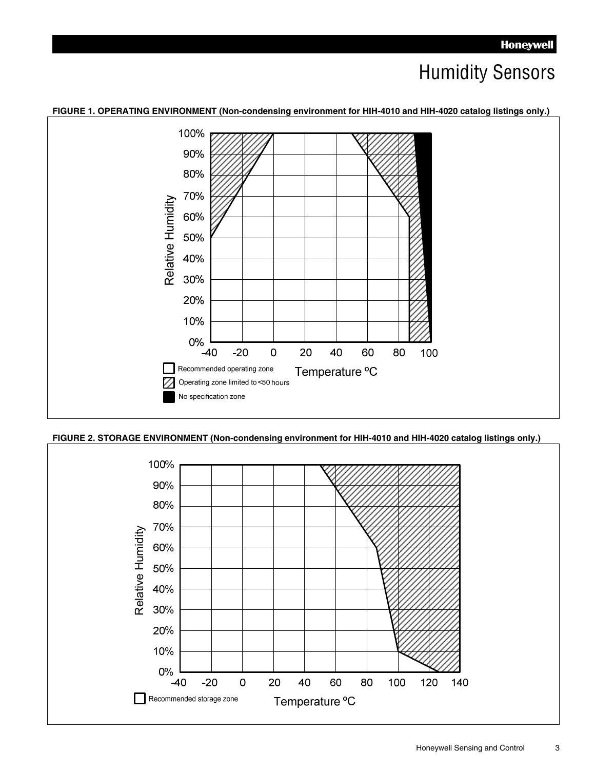**FIGURE 1. OPERATING ENVIRONMENT (Non-condensing environment for HIH-4010 and HIH-4020 catalog listings only.)**

Relative Humidity

100%
90%
80%
70%
60%
50%
40%
30%
20%
10%
0%

-40 -20 0 20 40 60 80 100

Temperature ºC

Recommended operating zone

Operating zone limited to <50 hours

No specification zone

**FIGURE 2. STORAGE ENVIRONMENT (Non-condensing environment for HIH-4010 and HIH-4020 catalog listings only.)**

Relative Humidity

100%
90%
80%
70%
60%
50%
40%
30%
20%
10%
0%

-40 -20 0 20 40 60 80 100 120 140

Temperature ºC

Recommended storage zone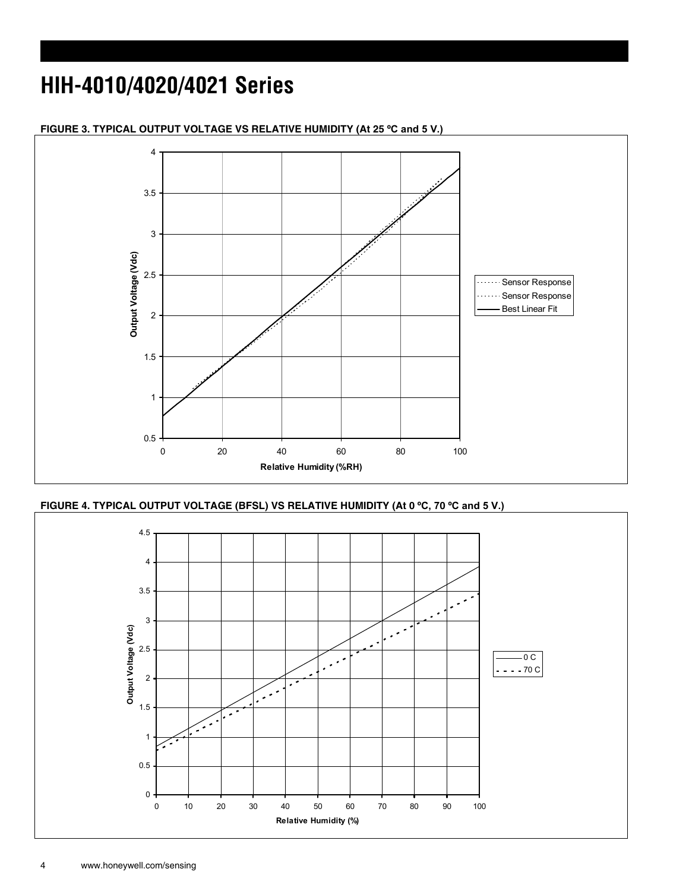# HIH-4010/4020/4021 Series

**FIGURE 3. TYPICAL OUTPUT VOLTAGE VS RELATIVE HUMIDITY (At 25 ºC and 5 V.)**

Output Voltage (Vdc)

4
3.5
3
2.5
2
1.5
1
0.5

0 20 40 60 80 100

Relative Humidity (%RH)

Sensor Response
Sensor Response
Best Linear Fit

**FIGURE 4. TYPICAL OUTPUT VOLTAGE (BFSL) VS RELATIVE HUMIDITY (At 0 ºC, 70 ºC and 5 V.)**

Output Voltage (Vdc)

4.5
4
3.5
3
2.5
2
1.5
1
0.5
0

0 10 20 30 40 50 60 70 80 90 100

Relative Humidity (%)

0 C
70 C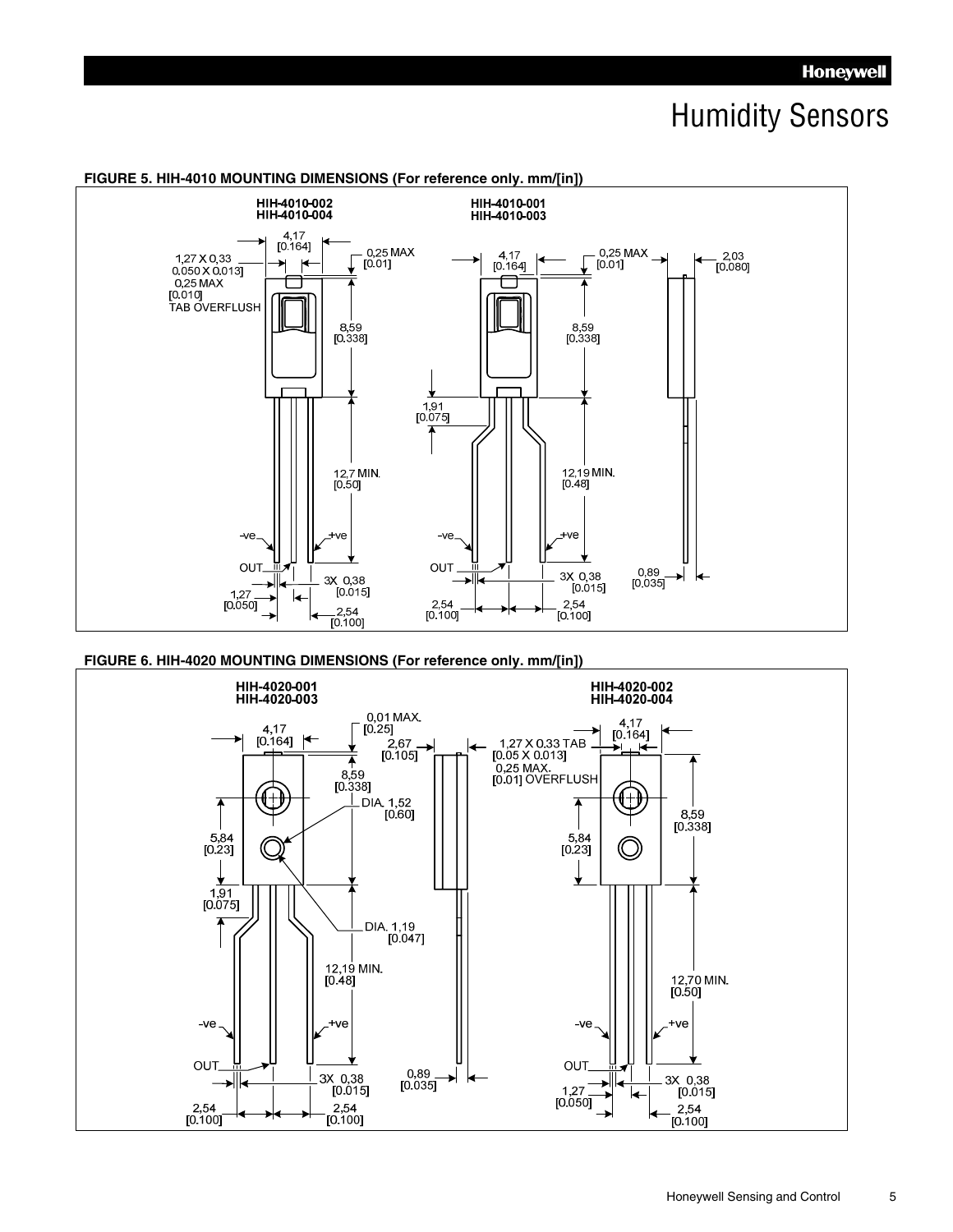# Humidity Sensors

**FIGURE 5. HIH-4010 MOUNTING DIMENSIONS (For reference only. mm/[in])**

**HIH-4010-002**
**HIH-4010-004**

4,17 [0.164]
1,27 X 0,33 [0.050 X 0.013]
0,25 MAX [0.010] TAB OVERFLUSH
0,25 MAX [0.01]
8,59 [0.338]
12,7 MIN. [0.50]
-ve
+ve
OUT
3X 0,38 [0.015]
1,27 [0.050]
2,54 [0.100]

**HIH-4010-001**
**HIH-4010-003**

4,17 [0.164]
0,25 MAX [0.01]
8,59 [0.338]
1,91 [0.075]
12,19 MIN. [0.48]
-ve
+ve
OUT
3X 0,38 [0.015]
2,54 [0.100]
2,54 [0.100]
2,03 [0.080]
0,89 [0.035]

**FIGURE 6. HIH-4020 MOUNTING DIMENSIONS (For reference only. mm/[in])**

**HIH-4020-001**
**HIH-4020-003**

4,17 [0.164]
0,01 MAX. [0.25]
8,59 [0.338]
5,84 [0.23]
DIA. 1,52 [0.60]
1,91 [0.075]
DIA. 1,19 [0.047]
12,19 MIN. [0.48]
-ve
+ve
OUT
3X 0,38 [0.015]
2,54 [0.100]
2,54 [0.100]
2,67 [0.105]
0,89 [0.035]

**HIH-4020-002**
**HIH-4020-004**

4,17 [0.164]
1,27 X 0,33 TAB [0.05 X 0.013]
0,25 MAX. [0.01] OVERFLUSH
8,59 [0.338]
5,84 [0.23]
12,70 MIN. [0.50]
-ve
+ve
OUT
3X 0,38 [0.015]
1,27 [0.050]
2,54 [0.100]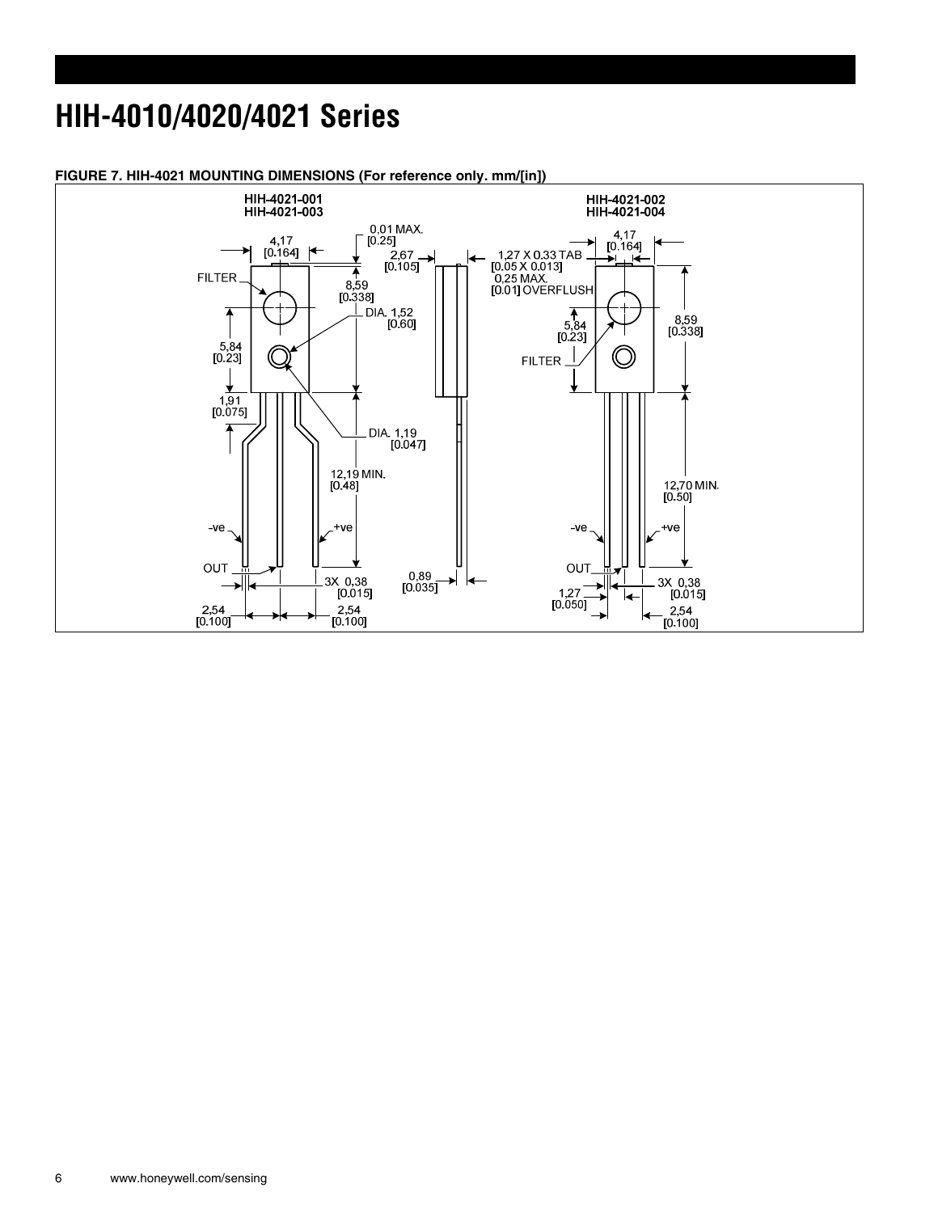# HIH-4010/4020/4021 Series

**FIGURE 7. HIH-4021 MOUNTING DIMENSIONS (For reference only. mm/[in])**

HIH-4021-001
HIH-4021-003

4,17 [0.164]
0,01 MAX. [0.25]
2,67 [0.105]
FILTER
8,59 [0.338]
DIA. 1,52 [0.60]
5,84 [0.23]
1,91 [0.075]
DIA. 1,19 [0.047]
12,19 MIN. [0.48]
-ve
+ve
OUT
3X 0,38 [0.015]
2,54 [0.100]
2,54 [0.100]
0,89 [0.035]

HIH-4021-002
HIH-4021-004

4,17 [0.164]
1,27 X 0,33 TAB [0.05 X 0.013]
0,25 MAX. [0.01] OVERFLUSH
5,84 [0.23]
8,59 [0.338]
FILTER
12,70 MIN. [0.50]
-ve
+ve
OUT
3X 0,38 [0.015]
1,27 [0.050]
2,54 [0.100]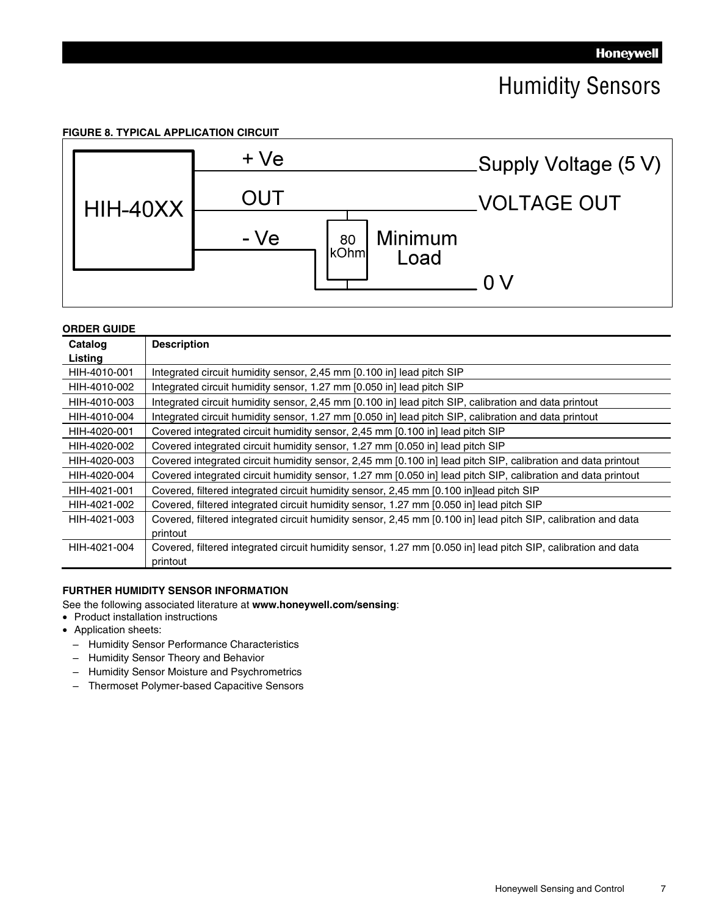# Humidity Sensors

**FIGURE 8. TYPICAL APPLICATION CIRCUIT**

HIH-40XX

+ Ve

OUT

- Ve

80 kOhm

Minimum Load

Supply Voltage (5 V)

VOLTAGE OUT

0 V

**ORDER GUIDE**

| Catalog Listing | Description |
|---|---|
| HIH-4010-001 | Integrated circuit humidity sensor, 2,45 mm [0.100 in] lead pitch SIP |
| HIH-4010-002 | Integrated circuit humidity sensor, 1.27 mm [0.050 in] lead pitch SIP |
| HIH-4010-003 | Integrated circuit humidity sensor, 2,45 mm [0.100 in] lead pitch SIP, calibration and data printout |
| HIH-4010-004 | Integrated circuit humidity sensor, 1.27 mm [0.050 in] lead pitch SIP, calibration and data printout |
| HIH-4020-001 | Covered integrated circuit humidity sensor, 2,45 mm [0.100 in] lead pitch SIP |
| HIH-4020-002 | Covered integrated circuit humidity sensor, 1.27 mm [0.050 in] lead pitch SIP |
| HIH-4020-003 | Covered integrated circuit humidity sensor, 2,45 mm [0.100 in] lead pitch SIP, calibration and data printout |
| HIH-4020-004 | Covered integrated circuit humidity sensor, 1.27 mm [0.050 in] lead pitch SIP, calibration and data printout |
| HIH-4021-001 | Covered, filtered integrated circuit humidity sensor, 2,45 mm [0.100 in]lead pitch SIP |
| HIH-4021-002 | Covered, filtered integrated circuit humidity sensor, 1.27 mm [0.050 in] lead pitch SIP |
| HIH-4021-003 | Covered, filtered integrated circuit humidity sensor, 2,45 mm [0.100 in] lead pitch SIP, calibration and data printout |
| HIH-4021-004 | Covered, filtered integrated circuit humidity sensor, 1.27 mm [0.050 in] lead pitch SIP, calibration and data printout |

**FURTHER HUMIDITY SENSOR INFORMATION**

See the following associated literature at **www.honeywell.com/sensing**:

- Product installation instructions
- Application sheets:
  - Humidity Sensor Performance Characteristics
  - Humidity Sensor Theory and Behavior
  - Humidity Sensor Moisture and Psychrometrics
  - Thermoset Polymer-based Capacitive Sensors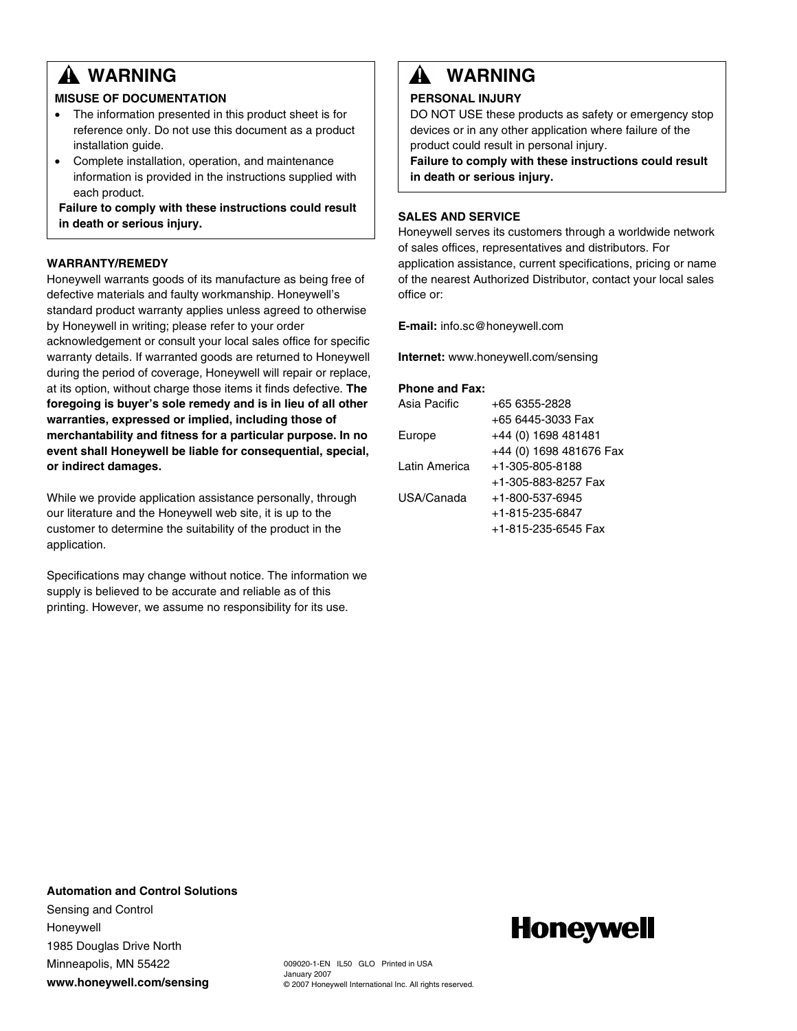## ⚠ WARNING

**MISUSE OF DOCUMENTATION**

- The information presented in this product sheet is for reference only. Do not use this document as a product installation guide.
- Complete installation, operation, and maintenance information is provided in the instructions supplied with each product.

**Failure to comply with these instructions could result in death or serious injury.**

**WARRANTY/REMEDY**

Honeywell warrants goods of its manufacture as being free of defective materials and faulty workmanship. Honeywell's standard product warranty applies unless agreed to otherwise by Honeywell in writing; please refer to your order acknowledgement or consult your local sales office for specific warranty details. If warranted goods are returned to Honeywell during the period of coverage, Honeywell will repair or replace, at its option, without charge those items it finds defective. **The foregoing is buyer's sole remedy and is in lieu of all other warranties, expressed or implied, including those of merchantability and fitness for a particular purpose. In no event shall Honeywell be liable for consequential, special, or indirect damages.**

While we provide application assistance personally, through our literature and the Honeywell web site, it is up to the customer to determine the suitability of the product in the application.

Specifications may change without notice. The information we supply is believed to be accurate and reliable as of this printing. However, we assume no responsibility for its use.

## ⚠ WARNING

**PERSONAL INJURY**

DO NOT USE these products as safety or emergency stop devices or in any other application where failure of the product could result in personal injury.

**Failure to comply with these instructions could result in death or serious injury.**

**SALES AND SERVICE**

Honeywell serves its customers through a worldwide network of sales offices, representatives and distributors. For application assistance, current specifications, pricing or name of the nearest Authorized Distributor, contact your local sales office or:

**E-mail:** info.sc@honeywell.com

**Internet:** www.honeywell.com/sensing

**Phone and Fax:**

| | |
|---|---|
| Asia Pacific | +65 6355-2828 |
| | +65 6445-3033 Fax |
| Europe | +44 (0) 1698 481481 |
| | +44 (0) 1698 481676 Fax |
| Latin America | +1-305-805-8188 |
| | +1-305-883-8257 Fax |
| USA/Canada | +1-800-537-6945 |
| | +1-815-235-6847 |
| | +1-815-235-6545 Fax |

**Automation and Control Solutions**

Sensing and Control
Honeywell
1985 Douglas Drive North
Minneapolis, MN 55422
**www.honeywell.com/sensing**

009020-1-EN IL50 GLO Printed in USA
January 2007
© 2007 Honeywell International Inc. All rights reserved.

**Honeywell**